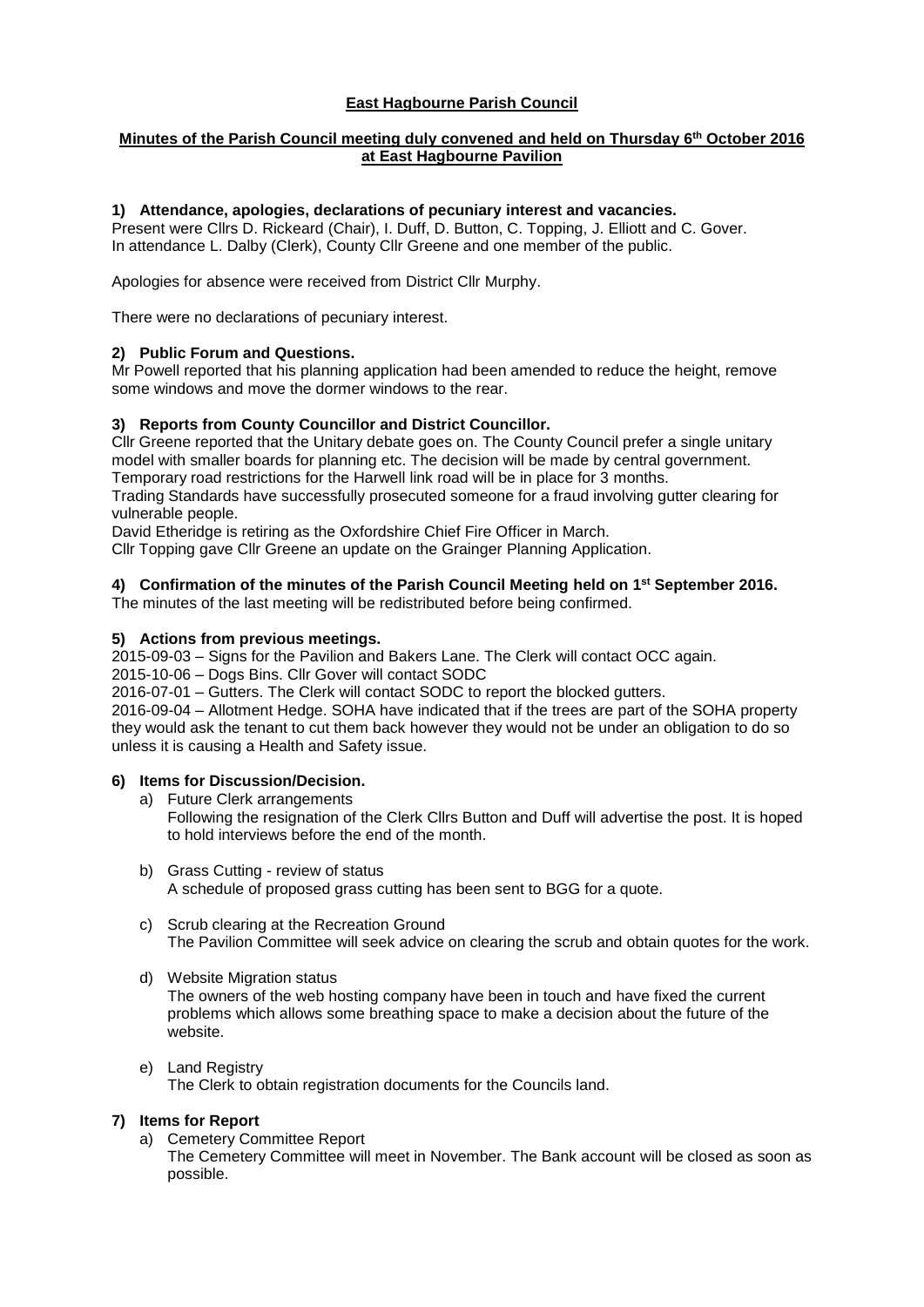# East Hagbourne Parish Council

## Minutes of the Parish Council meeting duly convened and held on Thursday 6th October 2016 at East Hagbourne Pavilion

### 1) Attendance, apologies, declarations of pecuniary interest and vacancies.

Present were Cllrs D. Rickeard (Chair), I. Duff, D. Button, C. Topping, J. Elliott and C. Gover.
In attendance L. Dalby (Clerk), County Cllr Greene and one member of the public.

Apologies for absence were received from District Cllr Murphy.

There were no declarations of pecuniary interest.

### 2) Public Forum and Questions.

Mr Powell reported that his planning application had been amended to reduce the height, remove some windows and move the dormer windows to the rear.

### 3) Reports from County Councillor and District Councillor.

Cllr Greene reported that the Unitary debate goes on. The County Council prefer a single unitary model with smaller boards for planning etc. The decision will be made by central government.
Temporary road restrictions for the Harwell link road will be in place for 3 months.
Trading Standards have successfully prosecuted someone for a fraud involving gutter clearing for vulnerable people.
David Etheridge is retiring as the Oxfordshire Chief Fire Officer in March.
Cllr Topping gave Cllr Greene an update on the Grainger Planning Application.

### 4) Confirmation of the minutes of the Parish Council Meeting held on 1st September 2016.

The minutes of the last meeting will be redistributed before being confirmed.

### 5) Actions from previous meetings.

2015-09-03 – Signs for the Pavilion and Bakers Lane. The Clerk will contact OCC again.
2015-10-06 – Dogs Bins. Cllr Gover will contact SODC
2016-07-01 – Gutters. The Clerk will contact SODC to report the blocked gutters.
2016-09-04 – Allotment Hedge. SOHA have indicated that if the trees are part of the SOHA property they would ask the tenant to cut them back however they would not be under an obligation to do so unless it is causing a Health and Safety issue.

### 6) Items for Discussion/Decision.

a) Future Clerk arrangements
   Following the resignation of the Clerk Cllrs Button and Duff will advertise the post. It is hoped to hold interviews before the end of the month.

b) Grass Cutting - review of status
   A schedule of proposed grass cutting has been sent to BGG for a quote.

c) Scrub clearing at the Recreation Ground
   The Pavilion Committee will seek advice on clearing the scrub and obtain quotes for the work.

d) Website Migration status
   The owners of the web hosting company have been in touch and have fixed the current problems which allows some breathing space to make a decision about the future of the website.

e) Land Registry
   The Clerk to obtain registration documents for the Councils land.

### 7) Items for Report

a) Cemetery Committee Report
   The Cemetery Committee will meet in November. The Bank account will be closed as soon as possible.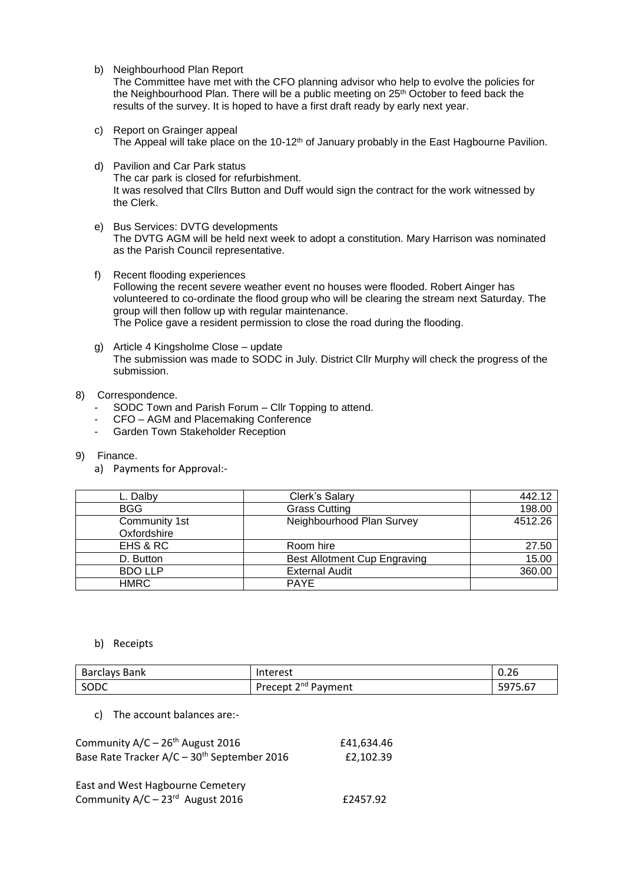b) Neighbourhood Plan Report
   The Committee have met with the CFO planning advisor who help to evolve the policies for the Neighbourhood Plan. There will be a public meeting on 25th October to feed back the results of the survey. It is hoped to have a first draft ready by early next year.

c) Report on Grainger appeal
   The Appeal will take place on the 10-12th of January probably in the East Hagbourne Pavilion.

d) Pavilion and Car Park status
   The car park is closed for refurbishment.
   It was resolved that Cllrs Button and Duff would sign the contract for the work witnessed by the Clerk.

e) Bus Services: DVTG developments
   The DVTG AGM will be held next week to adopt a constitution. Mary Harrison was nominated as the Parish Council representative.

f) Recent flooding experiences
   Following the recent severe weather event no houses were flooded. Robert Ainger has volunteered to co-ordinate the flood group who will be clearing the stream next Saturday. The group will then follow up with regular maintenance.
   The Police gave a resident permission to close the road during the flooding.

g) Article 4 Kingsholme Close – update
   The submission was made to SODC in July. District Cllr Murphy will check the progress of the submission.

8) Correspondence.
   - SODC Town and Parish Forum – Cllr Topping to attend.
   - CFO – AGM and Placemaking Conference
   - Garden Town Stakeholder Reception

9) Finance.
   a) Payments for Approval:-

| L. Dalby | Clerk's Salary | 442.12 |
|---|---|---|
| BGG | Grass Cutting | 198.00 |
| Community 1st Oxfordshire | Neighbourhood Plan Survey | 4512.26 |
| EHS & RC | Room hire | 27.50 |
| D. Button | Best Allotment Cup Engraving | 15.00 |
| BDO LLP | External Audit | 360.00 |
| HMRC | PAYE | |

   b) Receipts

| Barclays Bank | Interest | 0.26 |
|---|---|---|
| SODC | Precept 2nd Payment | 5975.67 |

   c) The account balances are:-

Community A/C – 26th August 2016 £41,634.46
Base Rate Tracker A/C – 30th September 2016 £2,102.39

East and West Hagbourne Cemetery
Community A/C – 23rd August 2016 £2457.92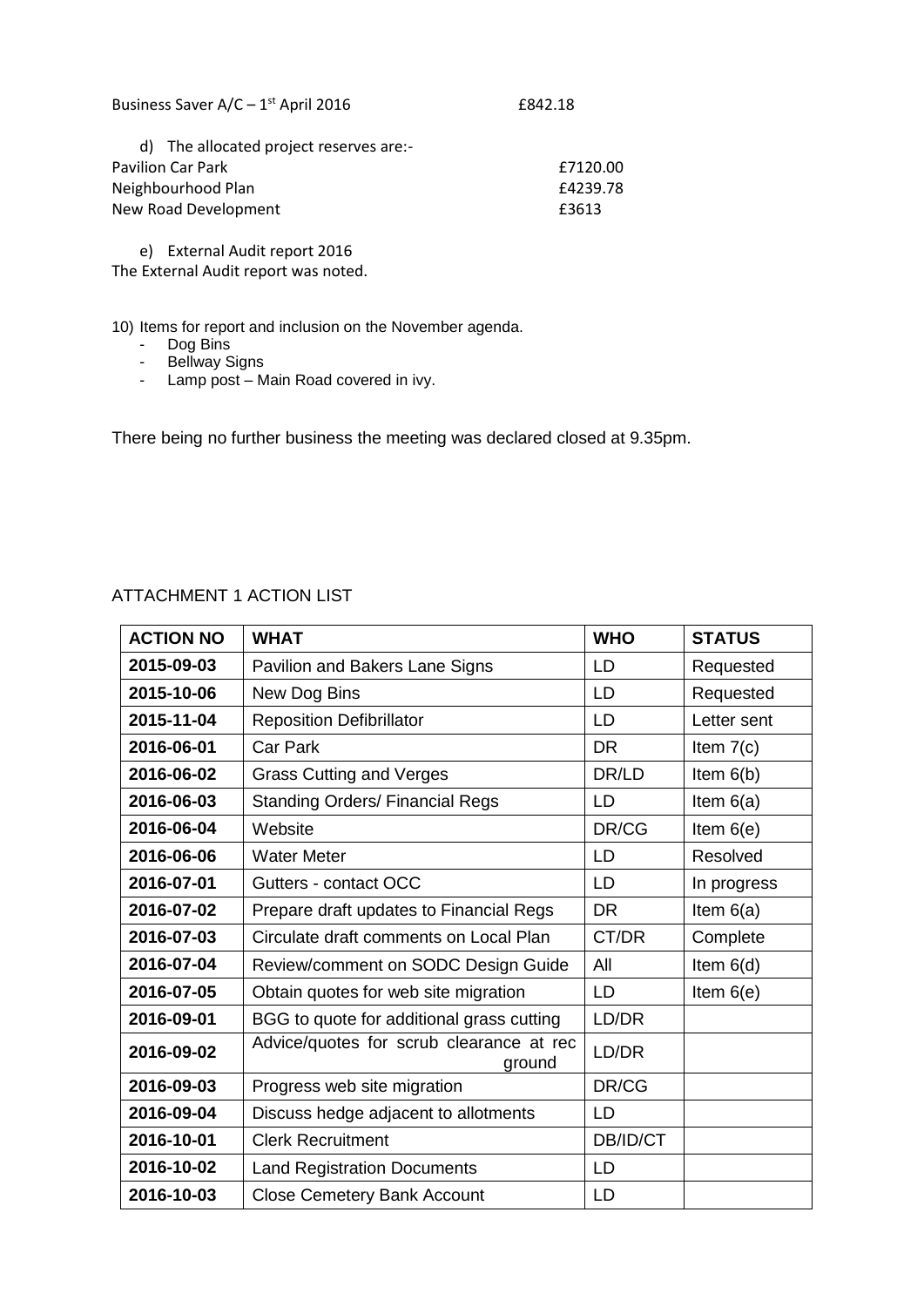Business Saver A/C – 1st April 2016 £842.18

d) The allocated project reserves are:-

| | |
|---|---|
| Pavilion Car Park | £7120.00 |
| Neighbourhood Plan | £4239.78 |
| New Road Development | £3613 |

e) External Audit report 2016

The External Audit report was noted.

10) Items for report and inclusion on the November agenda.

- Dog Bins
- Bellway Signs
- Lamp post – Main Road covered in ivy.

There being no further business the meeting was declared closed at 9.35pm.

ATTACHMENT 1 ACTION LIST

| ACTION NO | WHAT | WHO | STATUS |
|---|---|---|---|
| 2015-09-03 | Pavilion and Bakers Lane Signs | LD | Requested |
| 2015-10-06 | New Dog Bins | LD | Requested |
| 2015-11-04 | Reposition Defibrillator | LD | Letter sent |
| 2016-06-01 | Car Park | DR | Item 7(c) |
| 2016-06-02 | Grass Cutting and Verges | DR/LD | Item 6(b) |
| 2016-06-03 | Standing Orders/ Financial Regs | LD | Item 6(a) |
| 2016-06-04 | Website | DR/CG | Item 6(e) |
| 2016-06-06 | Water Meter | LD | Resolved |
| 2016-07-01 | Gutters - contact OCC | LD | In progress |
| 2016-07-02 | Prepare draft updates to Financial Regs | DR | Item 6(a) |
| 2016-07-03 | Circulate draft comments on Local Plan | CT/DR | Complete |
| 2016-07-04 | Review/comment on SODC Design Guide | All | Item 6(d) |
| 2016-07-05 | Obtain quotes for web site migration | LD | Item 6(e) |
| 2016-09-01 | BGG to quote for additional grass cutting | LD/DR | |
| 2016-09-02 | Advice/quotes for scrub clearance at rec ground | LD/DR | |
| 2016-09-03 | Progress web site migration | DR/CG | |
| 2016-09-04 | Discuss hedge adjacent to allotments | LD | |
| 2016-10-01 | Clerk Recruitment | DB/ID/CT | |
| 2016-10-02 | Land Registration Documents | LD | |
| 2016-10-03 | Close Cemetery Bank Account | LD | |